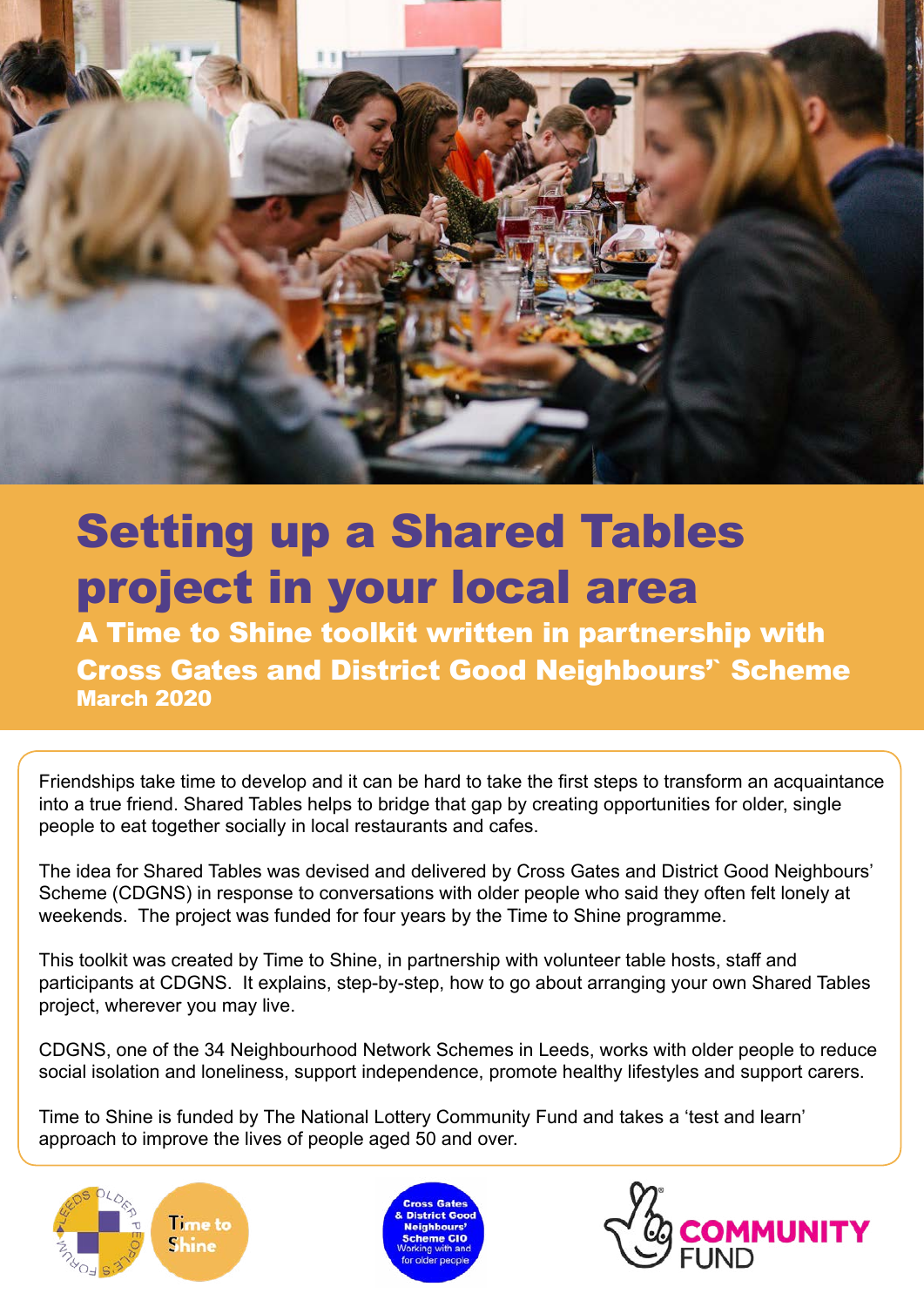# Setting up a Shared Tables project in your local area

## A Time to Shine toolkit written in partnership with Cross Gates and District Good Neighbours' Scheme

**March 2020**

Friendships take time to develop and it can be hard to take the first steps to transform an acquaintance into a true friend. Shared Tables helps to bridge that gap by creating opportunities for older, single people to eat together socially in local restaurants and cafes.

The idea for Shared Tables was devised and delivered by Cross Gates and District Good Neighbours' Scheme (CDGNS) in response to conversations with older people who said they often felt lonely at weekends. The project was funded for four years by the Time to Shine programme.

This toolkit was created by Time to Shine, in partnership with volunteer table hosts, staff and participants at CDGNS. It explains, step-by-step, how to go about arranging your own Shared Tables project, wherever you may live.

CDGNS, one of the 34 Neighbourhood Network Schemes in Leeds, works with older people to reduce social isolation and loneliness, support independence, promote healthy lifestyles and support carers.

Time to Shine is funded by The National Lottery Community Fund and takes a 'test and learn' approach to improve the lives of people aged 50 and over.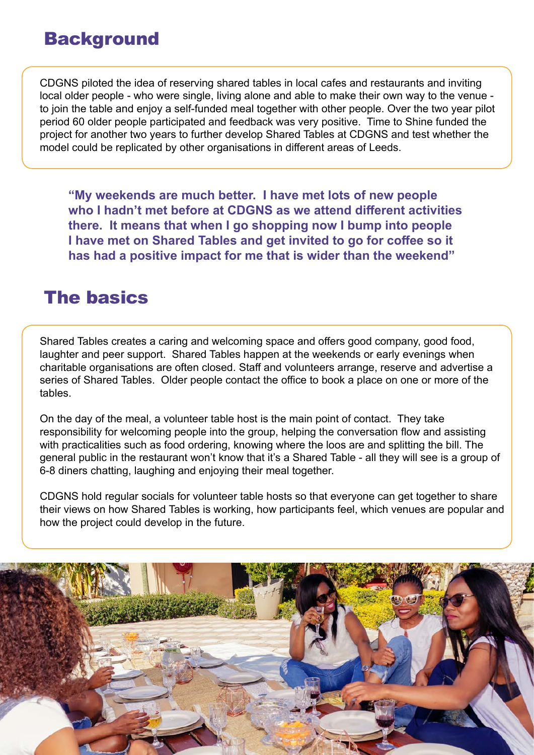## Background

CDGNS piloted the idea of reserving shared tables in local cafes and restaurants and inviting local older people - who were single, living alone and able to make their own way to the venue - to join the table and enjoy a self-funded meal together with other people. Over the two year pilot period 60 older people participated and feedback was very positive. Time to Shine funded the project for another two years to further develop Shared Tables at CDGNS and test whether the model could be replicated by other organisations in different areas of Leeds.

**"My weekends are much better. I have met lots of new people who I hadn't met before at CDGNS as we attend different activities there. It means that when I go shopping now I bump into people I have met on Shared Tables and get invited to go for coffee so it has had a positive impact for me that is wider than the weekend"**

## The basics

Shared Tables creates a caring and welcoming space and offers good company, good food, laughter and peer support. Shared Tables happen at the weekends or early evenings when charitable organisations are often closed. Staff and volunteers arrange, reserve and advertise a series of Shared Tables. Older people contact the office to book a place on one or more of the tables.

On the day of the meal, a volunteer table host is the main point of contact. They take responsibility for welcoming people into the group, helping the conversation flow and assisting with practicalities such as food ordering, knowing where the loos are and splitting the bill. The general public in the restaurant won't know that it's a Shared Table - all they will see is a group of 6-8 diners chatting, laughing and enjoying their meal together.

CDGNS hold regular socials for volunteer table hosts so that everyone can get together to share their views on how Shared Tables is working, how participants feel, which venues are popular and how the project could develop in the future.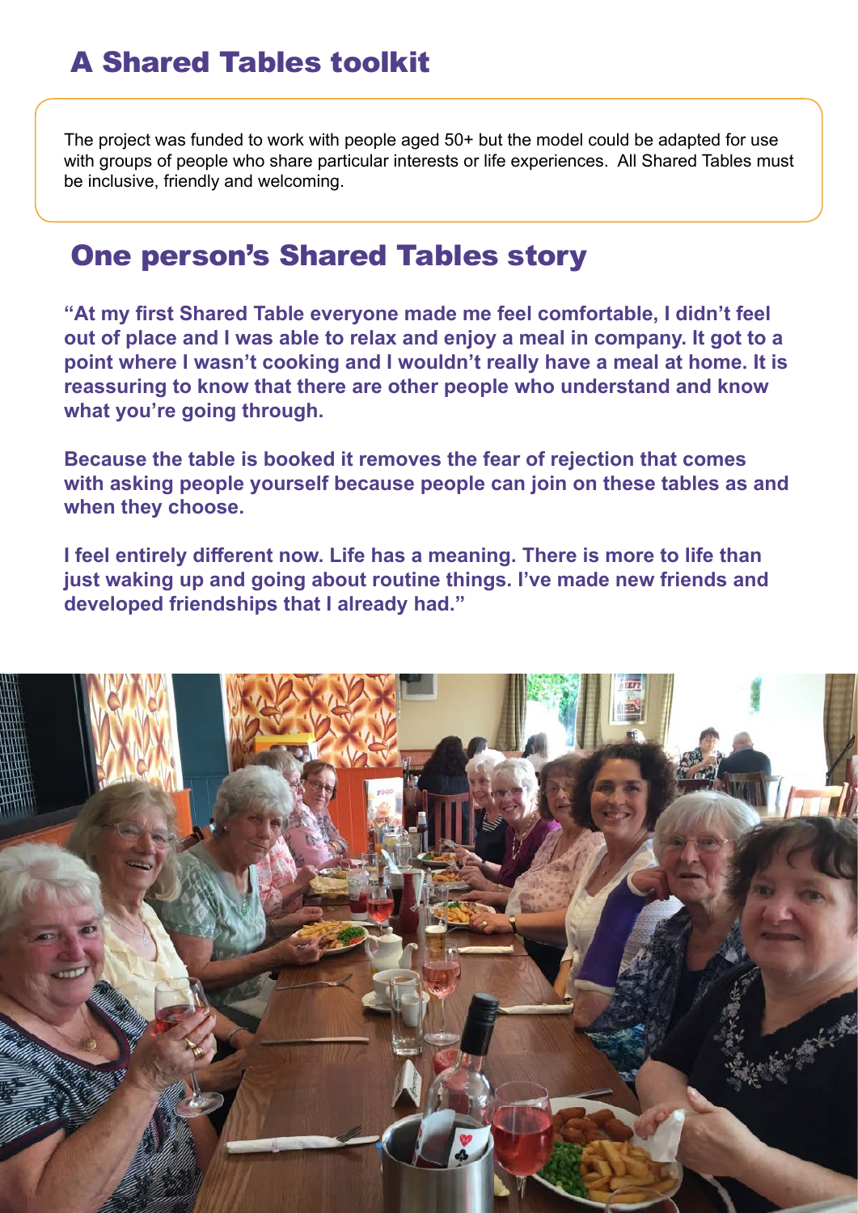## A Shared Tables toolkit

The project was funded to work with people aged 50+ but the model could be adapted for use with groups of people who share particular interests or life experiences. All Shared Tables must be inclusive, friendly and welcoming.

## One person's Shared Tables story

**"At my first Shared Table everyone made me feel comfortable, I didn't feel out of place and I was able to relax and enjoy a meal in company. It got to a point where I wasn't cooking and I wouldn't really have a meal at home. It is reassuring to know that there are other people who understand and know what you're going through.**

**Because the table is booked it removes the fear of rejection that comes with asking people yourself because people can join on these tables as and when they choose.**

**I feel entirely different now. Life has a meaning. There is more to life than just waking up and going about routine things. I've made new friends and developed friendships that I already had."**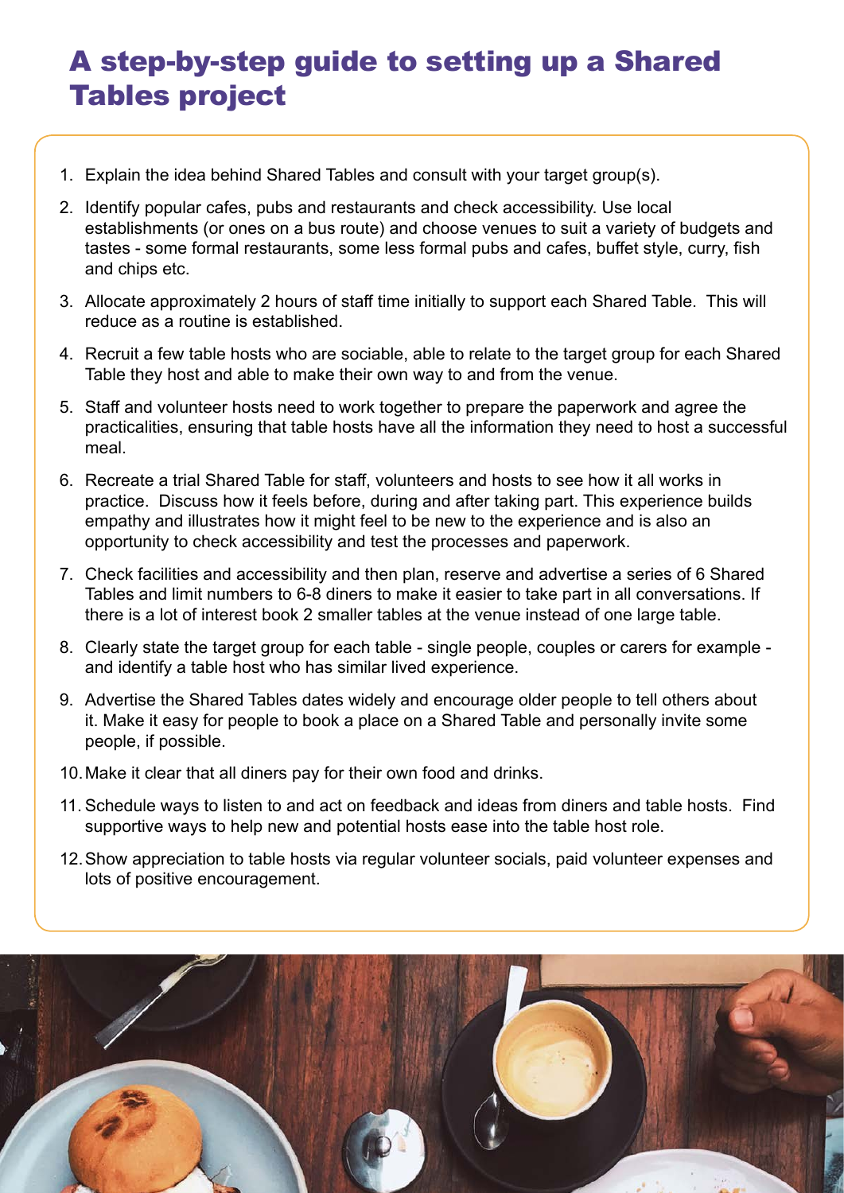# A step-by-step guide to setting up a Shared Tables project

1. Explain the idea behind Shared Tables and consult with your target group(s).
2. Identify popular cafes, pubs and restaurants and check accessibility. Use local establishments (or ones on a bus route) and choose venues to suit a variety of budgets and tastes - some formal restaurants, some less formal pubs and cafes, buffet style, curry, fish and chips etc.
3. Allocate approximately 2 hours of staff time initially to support each Shared Table. This will reduce as a routine is established.
4. Recruit a few table hosts who are sociable, able to relate to the target group for each Shared Table they host and able to make their own way to and from the venue.
5. Staff and volunteer hosts need to work together to prepare the paperwork and agree the practicalities, ensuring that table hosts have all the information they need to host a successful meal.
6. Recreate a trial Shared Table for staff, volunteers and hosts to see how it all works in practice. Discuss how it feels before, during and after taking part. This experience builds empathy and illustrates how it might feel to be new to the experience and is also an opportunity to check accessibility and test the processes and paperwork.
7. Check facilities and accessibility and then plan, reserve and advertise a series of 6 Shared Tables and limit numbers to 6-8 diners to make it easier to take part in all conversations. If there is a lot of interest book 2 smaller tables at the venue instead of one large table.
8. Clearly state the target group for each table - single people, couples or carers for example - and identify a table host who has similar lived experience.
9. Advertise the Shared Tables dates widely and encourage older people to tell others about it. Make it easy for people to book a place on a Shared Table and personally invite some people, if possible.
10. Make it clear that all diners pay for their own food and drinks.
11. Schedule ways to listen to and act on feedback and ideas from diners and table hosts. Find supportive ways to help new and potential hosts ease into the table host role.
12. Show appreciation to table hosts via regular volunteer socials, paid volunteer expenses and lots of positive encouragement.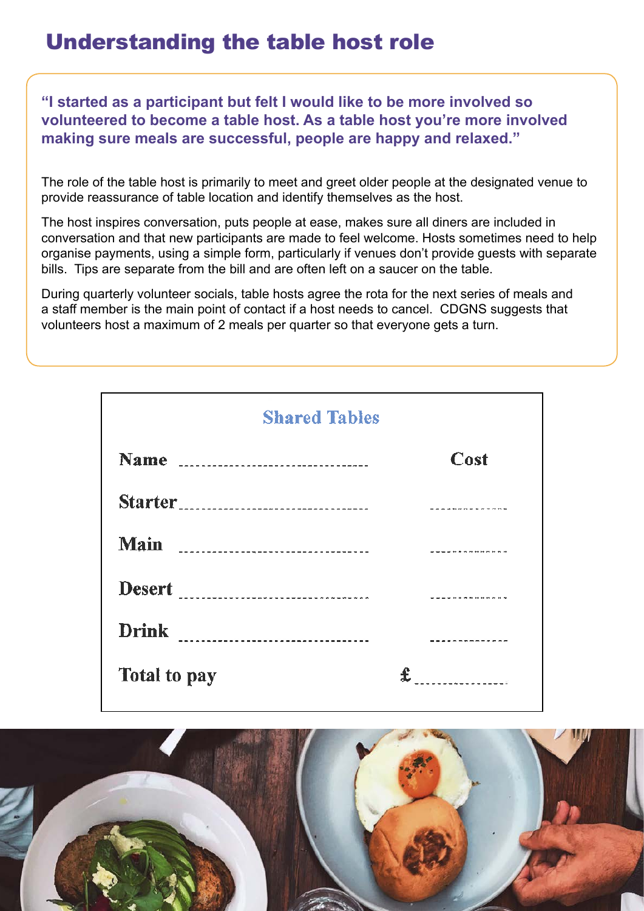# Understanding the table host role

**"I started as a participant but felt I would like to be more involved so volunteered to become a table host. As a table host you're more involved making sure meals are successful, people are happy and relaxed."**

The role of the table host is primarily to meet and greet older people at the designated venue to provide reassurance of table location and identify themselves as the host.

The host inspires conversation, puts people at ease, makes sure all diners are included in conversation and that new participants are made to feel welcome. Hosts sometimes need to help organise payments, using a simple form, particularly if venues don't provide guests with separate bills. Tips are separate from the bill and are often left on a saucer on the table.

During quarterly volunteer socials, table hosts agree the rota for the next series of meals and a staff member is the main point of contact if a host needs to cancel. CDGNS suggests that volunteers host a maximum of 2 meals per quarter so that everyone gets a turn.

| Shared Tables | |
|---|---|
| Name ................................ | Cost |
| Starter................................ | .............. |
| Main ................................ | .............. |
| Desert ................................ | .............. |
| Drink ................................ | .............. |
| Total to pay | £.............. |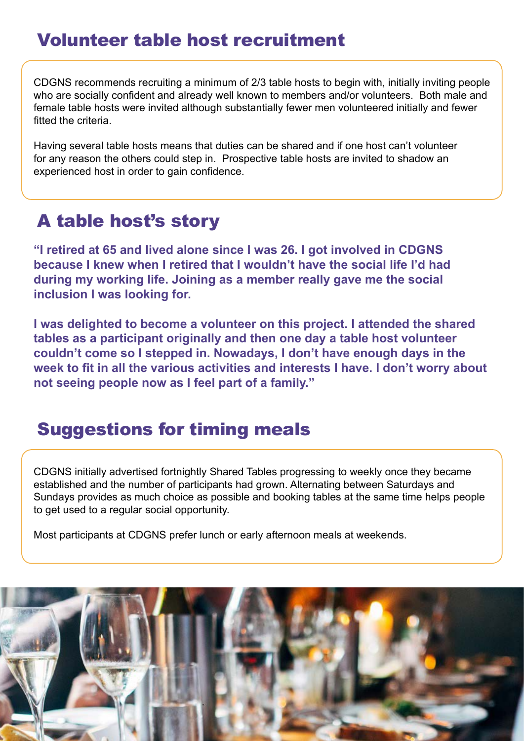## Volunteer table host recruitment

CDGNS recommends recruiting a minimum of 2/3 table hosts to begin with, initially inviting people who are socially confident and already well known to members and/or volunteers. Both male and female table hosts were invited although substantially fewer men volunteered initially and fewer fitted the criteria.

Having several table hosts means that duties can be shared and if one host can't volunteer for any reason the others could step in. Prospective table hosts are invited to shadow an experienced host in order to gain confidence.

## A table host's story

**"I retired at 65 and lived alone since I was 26. I got involved in CDGNS because I knew when I retired that I wouldn't have the social life I'd had during my working life. Joining as a member really gave me the social inclusion I was looking for.**

**I was delighted to become a volunteer on this project. I attended the shared tables as a participant originally and then one day a table host volunteer couldn't come so I stepped in. Nowadays, I don't have enough days in the week to fit in all the various activities and interests I have. I don't worry about not seeing people now as I feel part of a family."**

## Suggestions for timing meals

CDGNS initially advertised fortnightly Shared Tables progressing to weekly once they became established and the number of participants had grown. Alternating between Saturdays and Sundays provides as much choice as possible and booking tables at the same time helps people to get used to a regular social opportunity.

Most participants at CDGNS prefer lunch or early afternoon meals at weekends.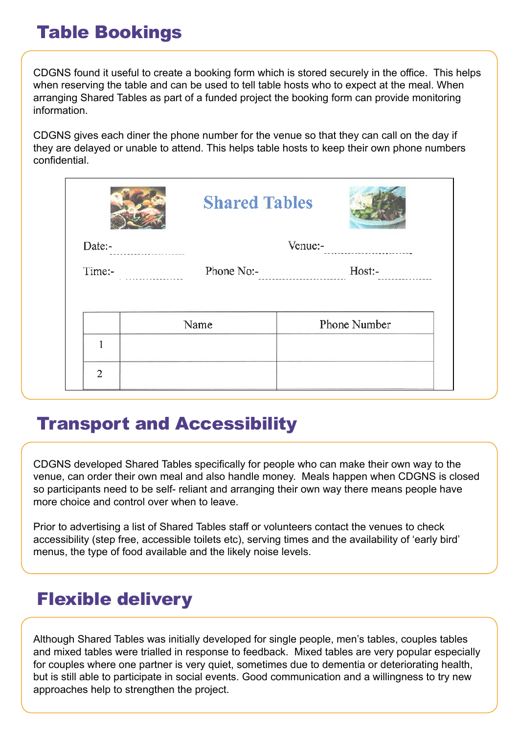## Table Bookings

CDGNS found it useful to create a booking form which is stored securely in the office. This helps when reserving the table and can be used to tell table hosts who to expect at the meal. When arranging Shared Tables as part of a funded project the booking form can provide monitoring information.

CDGNS gives each diner the phone number for the venue so that they can call on the day if they are delayed or unable to attend. This helps table hosts to keep their own phone numbers confidential.

**Shared Tables**

Date:- ..................... Venue:- .....................

Time:- ..................... Phone No:- ..................... Host:- .....................

|  | Name | Phone Number |
|---|---|---|
| 1 |  |  |
| 2 |  |  |

## Transport and Accessibility

CDGNS developed Shared Tables specifically for people who can make their own way to the venue, can order their own meal and also handle money. Meals happen when CDGNS is closed so participants need to be self- reliant and arranging their own way there means people have more choice and control over when to leave.

Prior to advertising a list of Shared Tables staff or volunteers contact the venues to check accessibility (step free, accessible toilets etc), serving times and the availability of 'early bird' menus, the type of food available and the likely noise levels.

## Flexible delivery

Although Shared Tables was initially developed for single people, men's tables, couples tables and mixed tables were trialled in response to feedback. Mixed tables are very popular especially for couples where one partner is very quiet, sometimes due to dementia or deteriorating health, but is still able to participate in social events. Good communication and a willingness to try new approaches help to strengthen the project.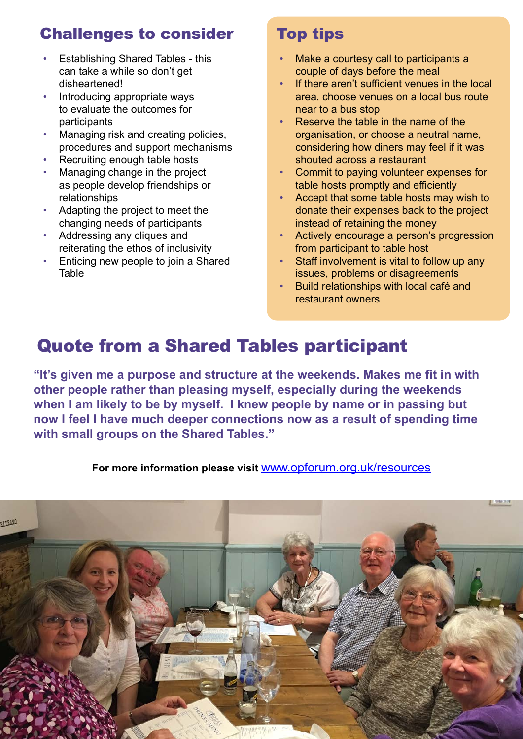## Challenges to consider

- Establishing Shared Tables - this can take a while so don't get disheartened!
- Introducing appropriate ways to evaluate the outcomes for participants
- Managing risk and creating policies, procedures and support mechanisms
- Recruiting enough table hosts
- Managing change in the project as people develop friendships or relationships
- Adapting the project to meet the changing needs of participants
- Addressing any cliques and reiterating the ethos of inclusivity
- Enticing new people to join a Shared Table

## Top tips

- Make a courtesy call to participants a couple of days before the meal
- If there aren't sufficient venues in the local area, choose venues on a local bus route near to a bus stop
- Reserve the table in the name of the organisation, or choose a neutral name, considering how diners may feel if it was shouted across a restaurant
- Commit to paying volunteer expenses for table hosts promptly and efficiently
- Accept that some table hosts may wish to donate their expenses back to the project instead of retaining the money
- Actively encourage a person's progression from participant to table host
- Staff involvement is vital to follow up any issues, problems or disagreements
- Build relationships with local café and restaurant owners

## Quote from a Shared Tables participant

**"It's given me a purpose and structure at the weekends. Makes me fit in with other people rather than pleasing myself, especially during the weekends when I am likely to be by myself. I knew people by name or in passing but now I feel I have much deeper connections now as a result of spending time with small groups on the Shared Tables."**

**For more information please visit** www.opforum.org.uk/resources